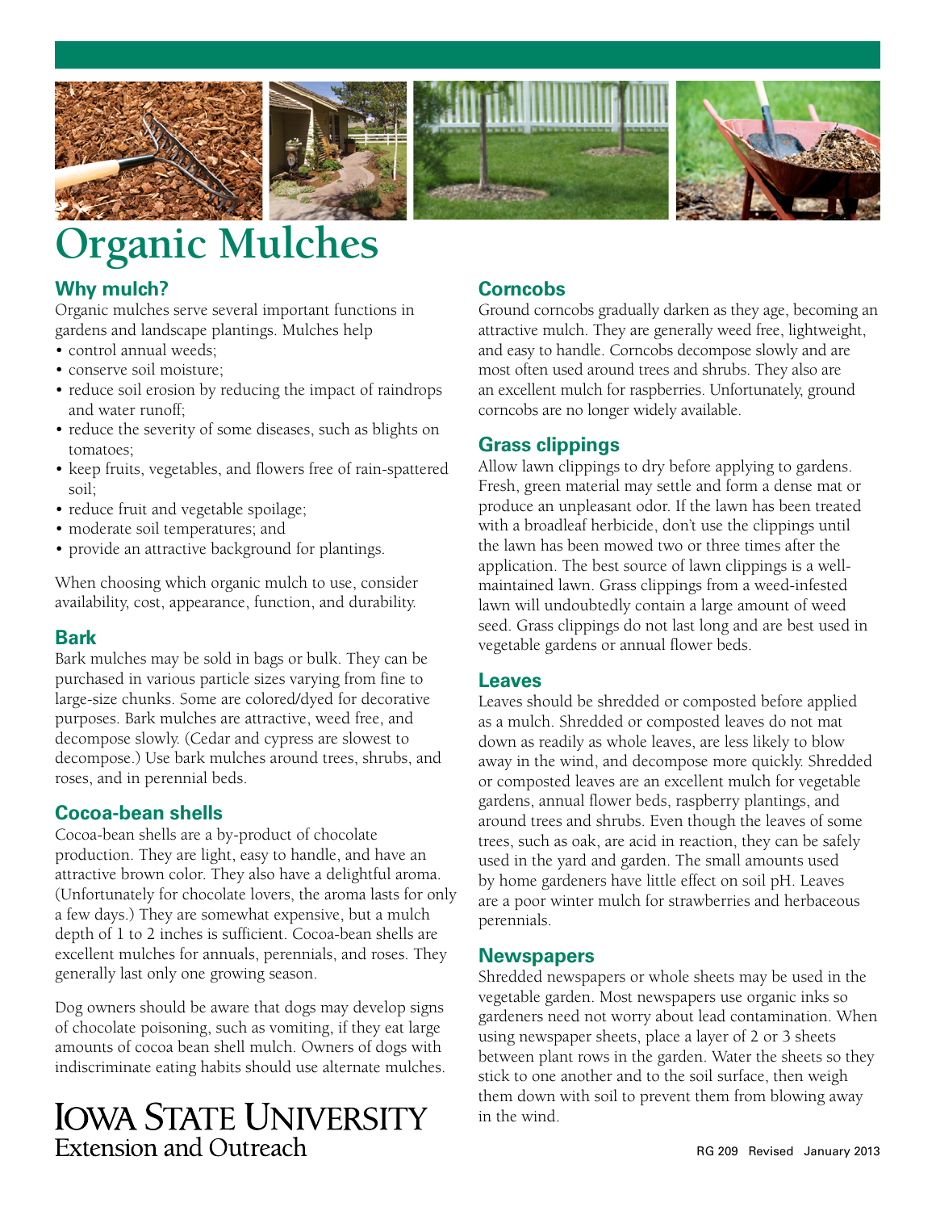# Organic Mulches

## Why mulch?

Organic mulches serve several important functions in gardens and landscape plantings. Mulches help

- control annual weeds;
- conserve soil moisture;
- reduce soil erosion by reducing the impact of raindrops and water runoff;
- reduce the severity of some diseases, such as blights on tomatoes;
- keep fruits, vegetables, and flowers free of rain-spattered soil;
- reduce fruit and vegetable spoilage;
- moderate soil temperatures; and
- provide an attractive background for plantings.

When choosing which organic mulch to use, consider availability, cost, appearance, function, and durability.

## Bark

Bark mulches may be sold in bags or bulk. They can be purchased in various particle sizes varying from fine to large-size chunks. Some are colored/dyed for decorative purposes. Bark mulches are attractive, weed free, and decompose slowly. (Cedar and cypress are slowest to decompose.) Use bark mulches around trees, shrubs, and roses, and in perennial beds.

## Cocoa-bean shells

Cocoa-bean shells are a by-product of chocolate production. They are light, easy to handle, and have an attractive brown color. They also have a delightful aroma. (Unfortunately for chocolate lovers, the aroma lasts for only a few days.) They are somewhat expensive, but a mulch depth of 1 to 2 inches is sufficient. Cocoa-bean shells are excellent mulches for annuals, perennials, and roses. They generally last only one growing season.

Dog owners should be aware that dogs may develop signs of chocolate poisoning, such as vomiting, if they eat large amounts of cocoa bean shell mulch. Owners of dogs with indiscriminate eating habits should use alternate mulches.

## Corncobs

Ground corncobs gradually darken as they age, becoming an attractive mulch. They are generally weed free, lightweight, and easy to handle. Corncobs decompose slowly and are most often used around trees and shrubs. They also are an excellent mulch for raspberries. Unfortunately, ground corncobs are no longer widely available.

## Grass clippings

Allow lawn clippings to dry before applying to gardens. Fresh, green material may settle and form a dense mat or produce an unpleasant odor. If the lawn has been treated with a broadleaf herbicide, don't use the clippings until the lawn has been mowed two or three times after the application. The best source of lawn clippings is a well-maintained lawn. Grass clippings from a weed-infested lawn will undoubtedly contain a large amount of weed seed. Grass clippings do not last long and are best used in vegetable gardens or annual flower beds.

## Leaves

Leaves should be shredded or composted before applied as a mulch. Shredded or composted leaves do not mat down as readily as whole leaves, are less likely to blow away in the wind, and decompose more quickly. Shredded or composted leaves are an excellent mulch for vegetable gardens, annual flower beds, raspberry plantings, and around trees and shrubs. Even though the leaves of some trees, such as oak, are acid in reaction, they can be safely used in the yard and garden. The small amounts used by home gardeners have little effect on soil pH. Leaves are a poor winter mulch for strawberries and herbaceous perennials.

## Newspapers

Shredded newspapers or whole sheets may be used in the vegetable garden. Most newspapers use organic inks so gardeners need not worry about lead contamination. When using newspaper sheets, place a layer of 2 or 3 sheets between plant rows in the garden. Water the sheets so they stick to one another and to the soil surface, then weigh them down with soil to prevent them from blowing away in the wind.

Iowa State University Extension and Outreach

RG 209 Revised January 2013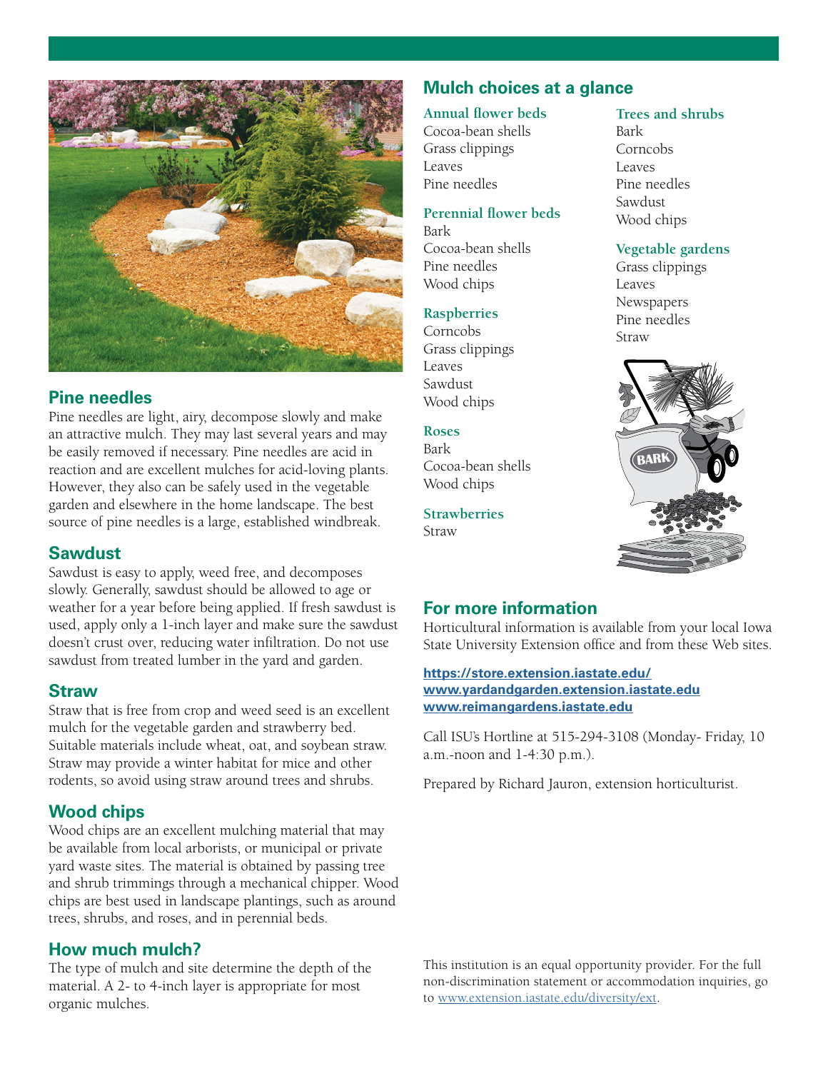## Pine needles

Pine needles are light, airy, decompose slowly and make an attractive mulch. They may last several years and may be easily removed if necessary. Pine needles are acid in reaction and are excellent mulches for acid-loving plants. However, they also can be safely used in the vegetable garden and elsewhere in the home landscape. The best source of pine needles is a large, established windbreak.

## Sawdust

Sawdust is easy to apply, weed free, and decomposes slowly. Generally, sawdust should be allowed to age or weather for a year before being applied. If fresh sawdust is used, apply only a 1-inch layer and make sure the sawdust doesn't crust over, reducing water infiltration. Do not use sawdust from treated lumber in the yard and garden.

## Straw

Straw that is free from crop and weed seed is an excellent mulch for the vegetable garden and strawberry bed. Suitable materials include wheat, oat, and soybean straw. Straw may provide a winter habitat for mice and other rodents, so avoid using straw around trees and shrubs.

## Wood chips

Wood chips are an excellent mulching material that may be available from local arborists, or municipal or private yard waste sites. The material is obtained by passing tree and shrub trimmings through a mechanical chipper. Wood chips are best used in landscape plantings, such as around trees, shrubs, and roses, and in perennial beds.

## How much mulch?

The type of mulch and site determine the depth of the material. A 2- to 4-inch layer is appropriate for most organic mulches.

## Mulch choices at a glance

### Annual flower beds
Cocoa-bean shells
Grass clippings
Leaves
Pine needles

### Perennial flower beds
Bark
Cocoa-bean shells
Pine needles
Wood chips

### Raspberries
Corncobs
Grass clippings
Leaves
Sawdust
Wood chips

### Roses
Bark
Cocoa-bean shells
Wood chips

### Strawberries
Straw

### Trees and shrubs
Bark
Corncobs
Leaves
Pine needles
Sawdust
Wood chips

### Vegetable gardens
Grass clippings
Leaves
Newspapers
Pine needles
Straw

## For more information

Horticultural information is available from your local Iowa State University Extension office and from these Web sites.

**https://store.extension.iastate.edu/**
**www.yardandgarden.extension.iastate.edu**
**www.reimangardens.iastate.edu**

Call ISU's Hortline at 515-294-3108 (Monday- Friday, 10 a.m.-noon and 1-4:30 p.m.).

Prepared by Richard Jauron, extension horticulturist.

This institution is an equal opportunity provider. For the full non-discrimination statement or accommodation inquiries, go to www.extension.iastate.edu/diversity/ext.